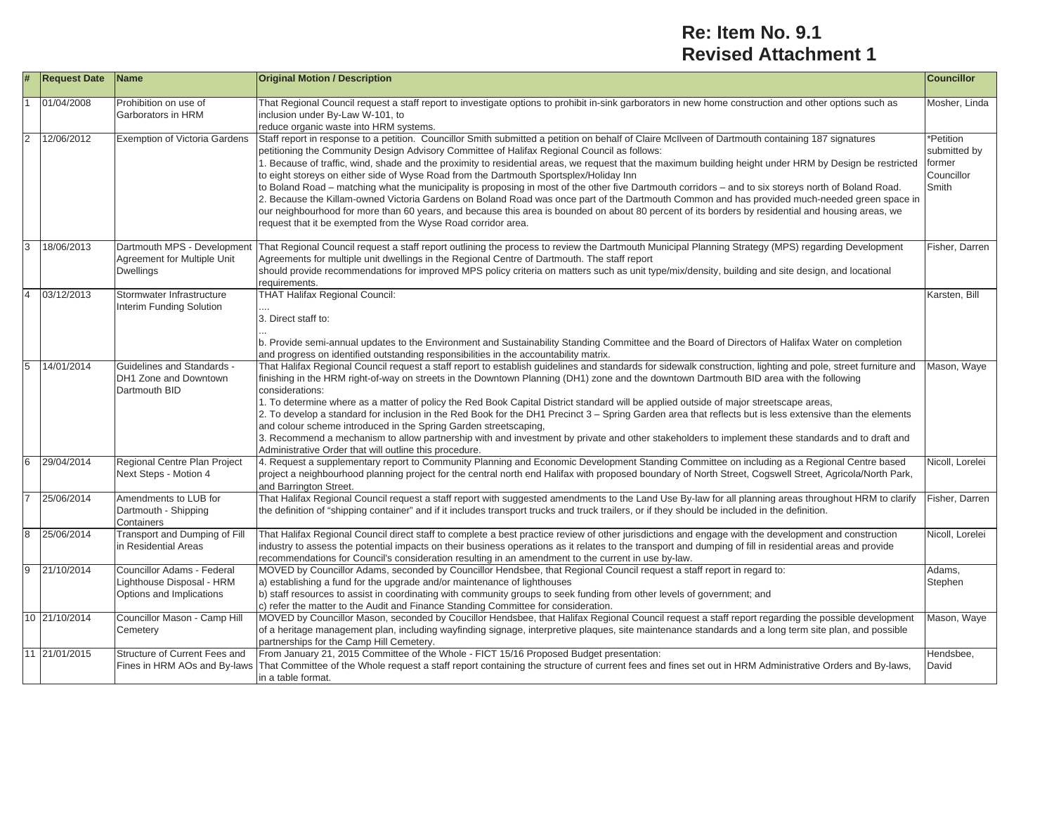# Re: Item No. 9.1
# Revised Attachment 1

| # | Request Date | Name | Original Motion / Description | Councillor |
|---|---|---|---|---|
| 1 | 01/04/2008 | Prohibition on use of Garborators in HRM | That Regional Council request a staff report to investigate options to prohibit in-sink garborators in new home construction and other options such as inclusion under By-Law W-101, to reduce organic waste into HRM systems. | Mosher, Linda |
| 2 | 12/06/2012 | Exemption of Victoria Gardens | Staff report in response to a petition. Councillor Smith submitted a petition on behalf of Claire McIlveen of Dartmouth containing 187 signatures petitioning the Community Design Advisory Committee of Halifax Regional Council as follows:<br>1. Because of traffic, wind, shade and the proximity to residential areas, we request that the maximum building height under HRM by Design be restricted to eight storeys on either side of Wyse Road from the Dartmouth Sportsplex/Holiday Inn to Boland Road – matching what the municipality is proposing in most of the other five Dartmouth corridors – and to six storeys north of Boland Road.<br>2. Because the Killam-owned Victoria Gardens on Boland Road was once part of the Dartmouth Common and has provided much-needed green space in our neighbourhood for more than 60 years, and because this area is bounded on about 80 percent of its borders by residential and housing areas, we request that it be exempted from the Wyse Road corridor area. | *Petition submitted by former Councillor Smith |
| 3 | 18/06/2013 | Dartmouth MPS - Development Agreement for Multiple Unit Dwellings | That Regional Council request a staff report outlining the process to review the Dartmouth Municipal Planning Strategy (MPS) regarding Development Agreements for multiple unit dwellings in the Regional Centre of Dartmouth. The staff report should provide recommendations for improved MPS policy criteria on matters such as unit type/mix/density, building and site design, and locational requirements. | Fisher, Darren |
| 4 | 03/12/2013 | Stormwater Infrastructure Interim Funding Solution | THAT Halifax Regional Council:<br>....<br>3. Direct staff to:<br>...<br>b. Provide semi-annual updates to the Environment and Sustainability Standing Committee and the Board of Directors of Halifax Water on completion and progress on identified outstanding responsibilities in the accountability matrix. | Karsten, Bill |
| 5 | 14/01/2014 | Guidelines and Standards - DH1 Zone and Downtown Dartmouth BID | That Halifax Regional Council request a staff report to establish guidelines and standards for sidewalk construction, lighting and pole, street furniture and finishing in the HRM right-of-way on streets in the Downtown Planning (DH1) zone and the downtown Dartmouth BID area with the following considerations:<br>1. To determine where as a matter of policy the Red Book Capital District standard will be applied outside of major streetscape areas,<br>2. To develop a standard for inclusion in the Red Book for the DH1 Precinct 3 – Spring Garden area that reflects but is less extensive than the elements and colour scheme introduced in the Spring Garden streetscaping,<br>3. Recommend a mechanism to allow partnership with and investment by private and other stakeholders to implement these standards and to draft and Administrative Order that will outline this procedure. | Mason, Waye |
| 6 | 29/04/2014 | Regional Centre Plan Project Next Steps - Motion 4 | 4. Request a supplementary report to Community Planning and Economic Development Standing Committee on including as a Regional Centre based project a neighbourhood planning project for the central north end Halifax with proposed boundary of North Street, Cogswell Street, Agricola/North Park, and Barrington Street. | Nicoll, Lorelei |
| 7 | 25/06/2014 | Amendments to LUB for Dartmouth - Shipping Containers | That Halifax Regional Council request a staff report with suggested amendments to the Land Use By-law for all planning areas throughout HRM to clarify the definition of "shipping container" and if it includes transport trucks and truck trailers, or if they should be included in the definition. | Fisher, Darren |
| 8 | 25/06/2014 | Transport and Dumping of Fill in Residential Areas | That Halifax Regional Council direct staff to complete a best practice review of other jurisdictions and engage with the development and construction industry to assess the potential impacts on their business operations as it relates to the transport and dumping of fill in residential areas and provide recommendations for Council's consideration resulting in an amendment to the current in use by-law. | Nicoll, Lorelei |
| 9 | 21/10/2014 | Councillor Adams - Federal Lighthouse Disposal - HRM Options and Implications | MOVED by Councillor Adams, seconded by Councillor Hendsbee, that Regional Council request a staff report in regard to:<br>a) establishing a fund for the upgrade and/or maintenance of lighthouses<br>b) staff resources to assist in coordinating with community groups to seek funding from other levels of government; and<br>c) refer the matter to the Audit and Finance Standing Committee for consideration. | Adams, Stephen |
| 10 | 21/10/2014 | Councillor Mason - Camp Hill Cemetery | MOVED by Councillor Mason, seconded by Coucillor Hendsbee, that Halifax Regional Council request a staff report regarding the possible development of a heritage management plan, including wayfinding signage, interpretive plaques, site maintenance standards and a long term site plan, and possible partnerships for the Camp Hill Cemetery. | Mason, Waye |
| 11 | 21/01/2015 | Structure of Current Fees and Fines in HRM AOs and By-laws | From January 21, 2015 Committee of the Whole - FICT 15/16 Proposed Budget presentation:<br>That Committee of the Whole request a staff report containing the structure of current fees and fines set out in HRM Administrative Orders and By-laws, in a table format. | Hendsbee, David |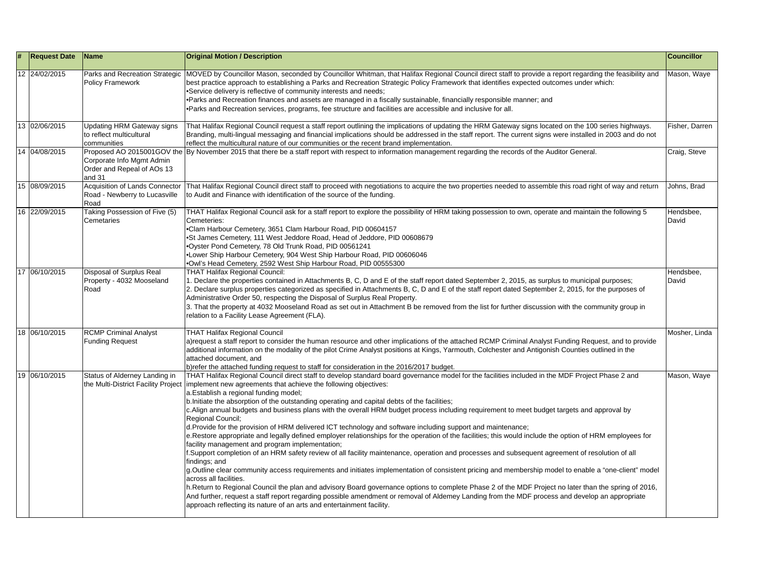| # | Request Date | Name | Original Motion / Description | Councillor |
|---|---|---|---|---|
| 12 | 24/02/2015 | Parks and Recreation Strategic Policy Framework | MOVED by Councillor Mason, seconded by Councillor Whitman, that Halifax Regional Council direct staff to provide a report regarding the feasibility and best practice approach to establishing a Parks and Recreation Strategic Policy Framework that identifies expected outcomes under which:<br>•Service delivery is reflective of community interests and needs;<br>•Parks and Recreation finances and assets are managed in a fiscally sustainable, financially responsible manner; and<br>•Parks and Recreation services, programs, fee structure and facilities are accessible and inclusive for all. | Mason, Waye |
| 13 | 02/06/2015 | Updating HRM Gateway signs to reflect multicultural communities | That Halifax Regional Council request a staff report outlining the implications of updating the HRM Gateway signs located on the 100 series highways. Branding, multi-lingual messaging and financial implications should be addressed in the staff report. The current signs were installed in 2003 and do not reflect the multicultural nature of our communities or the recent brand implementation. | Fisher, Darren |
| 14 | 04/08/2015 | Proposed AO 2015001GOV the Corporate Info Mgmt Admin Order and Repeal of AOs 13 and 31 | By November 2015 that there be a staff report with respect to information management regarding the records of the Auditor General. | Craig, Steve |
| 15 | 08/09/2015 | Acquisition of Lands Connector Road - Newberry to Lucasville Road | That Halifax Regional Council direct staff to proceed with negotiations to acquire the two properties needed to assemble this road right of way and return to Audit and Finance with identification of the source of the funding. | Johns, Brad |
| 16 | 22/09/2015 | Taking Possession of Five (5) Cemetaries | THAT Halifax Regional Council ask for a staff report to explore the possibility of HRM taking possession to own, operate and maintain the following 5 Cemeteries:<br>•Clam Harbour Cemetery, 3651 Clam Harbour Road, PID 00604157<br>•St James Cemetery, 111 West Jeddore Road, Head of Jeddore, PID 00608679<br>•Oyster Pond Cemetery, 78 Old Trunk Road, PID 00561241<br>•Lower Ship Harbour Cemetery, 904 West Ship Harbour Road, PID 00606046<br>•Owl's Head Cemetery, 2592 West Ship Harbour Road, PID 00555300 | Hendsbee, David |
| 17 | 06/10/2015 | Disposal of Surplus Real Property - 4032 Mooseland Road | THAT Halifax Regional Council:<br>1. Declare the properties contained in Attachments B, C, D and E of the staff report dated September 2, 2015, as surplus to municipal purposes;<br>2. Declare surplus properties categorized as specified in Attachments B, C, D and E of the staff report dated September 2, 2015, for the purposes of Administrative Order 50, respecting the Disposal of Surplus Real Property.<br>3. That the property at 4032 Mooseland Road as set out in Attachment B be removed from the list for further discussion with the community group in relation to a Facility Lease Agreement (FLA). | Hendsbee, David |
| 18 | 06/10/2015 | RCMP Criminal Analyst Funding Request | THAT Halifax Regional Council<br>a)request a staff report to consider the human resource and other implications of the attached RCMP Criminal Analyst Funding Request, and to provide additional information on the modality of the pilot Crime Analyst positions at Kings, Yarmouth, Colchester and Antigonish Counties outlined in the attached document, and<br>b)refer the attached funding request to staff for consideration in the 2016/2017 budget. | Mosher, Linda |
| 19 | 06/10/2015 | Status of Alderney Landing in the Multi-District Facility Project | THAT Halifax Regional Council direct staff to develop standard board governance model for the facilities included in the MDF Project Phase 2 and implement new agreements that achieve the following objectives:<br>a.Establish a regional funding model;<br>b.Initiate the absorption of the outstanding operating and capital debts of the facilities;<br>c.Align annual budgets and business plans with the overall HRM budget process including requirement to meet budget targets and approval by Regional Council;<br>d.Provide for the provision of HRM delivered ICT technology and software including support and maintenance;<br>e.Restore appropriate and legally defined employer relationships for the operation of the facilities; this would include the option of HRM employees for facility management and program implementation;<br>f.Support completion of an HRM safety review of all facility maintenance, operation and processes and subsequent agreement of resolution of all findings; and<br>g.Outline clear community access requirements and initiates implementation of consistent pricing and membership model to enable a "one-client" model across all facilities.<br>h.Return to Regional Council the plan and advisory Board governance options to complete Phase 2 of the MDF Project no later than the spring of 2016,<br>And further, request a staff report regarding possible amendment or removal of Aldemey Landing from the MDF process and develop an appropriate approach reflecting its nature of an arts and entertainment facility. | Mason, Waye |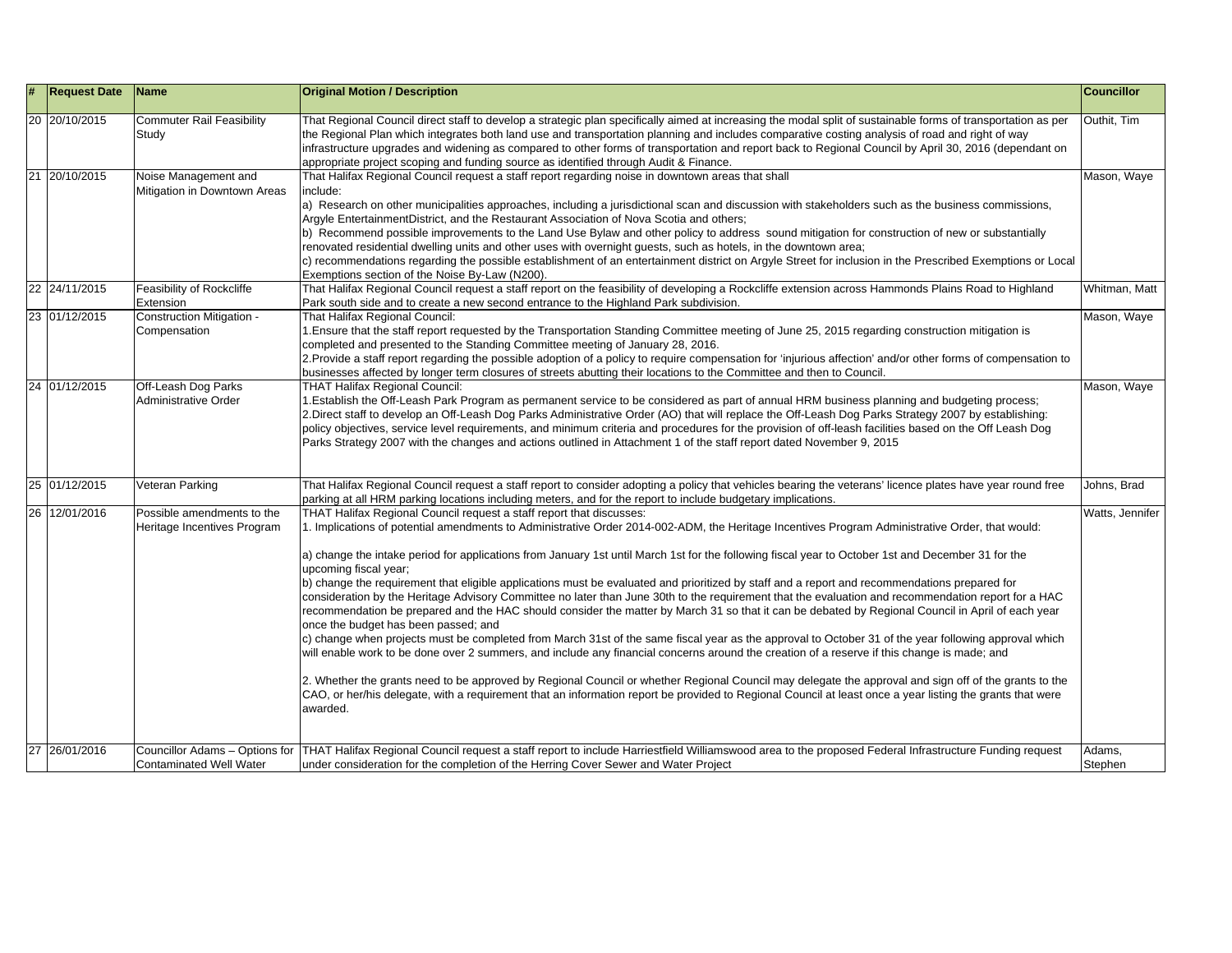| # | Request Date | Name | Original Motion / Description | Councillor |
|---|---|---|---|---|
| 20 | 20/10/2015 | Commuter Rail Feasibility Study | That Regional Council direct staff to develop a strategic plan specifically aimed at increasing the modal split of sustainable forms of transportation as per the Regional Plan which integrates both land use and transportation planning and includes comparative costing analysis of road and right of way infrastructure upgrades and widening as compared to other forms of transportation and report back to Regional Council by April 30, 2016 (dependant on appropriate project scoping and funding source as identified through Audit & Finance. | Outhit, Tim |
| 21 | 20/10/2015 | Noise Management and Mitigation in Downtown Areas | That Halifax Regional Council request a staff report regarding noise in downtown areas that shall include:<br>a) Research on other municipalities approaches, including a jurisdictional scan and discussion with stakeholders such as the business commissions, Argyle EntertainmentDistrict, and the Restaurant Association of Nova Scotia and others;<br>b) Recommend possible improvements to the Land Use Bylaw and other policy to address sound mitigation for construction of new or substantially renovated residential dwelling units and other uses with overnight guests, such as hotels, in the downtown area;<br>c) recommendations regarding the possible establishment of an entertainment district on Argyle Street for inclusion in the Prescribed Exemptions or Local Exemptions section of the Noise By-Law (N200). | Mason, Waye |
| 22 | 24/11/2015 | Feasibility of Rockcliffe Extension | That Halifax Regional Council request a staff report on the feasibility of developing a Rockcliffe extension across Hammonds Plains Road to Highland Park south side and to create a new second entrance to the Highland Park subdivision. | Whitman, Matt |
| 23 | 01/12/2015 | Construction Mitigation - Compensation | That Halifax Regional Council:<br>1.Ensure that the staff report requested by the Transportation Standing Committee meeting of June 25, 2015 regarding construction mitigation is completed and presented to the Standing Committee meeting of January 28, 2016.<br>2.Provide a staff report regarding the possible adoption of a policy to require compensation for 'injurious affection' and/or other forms of compensation to businesses affected by longer term closures of streets abutting their locations to the Committee and then to Council. | Mason, Waye |
| 24 | 01/12/2015 | Off-Leash Dog Parks Administrative Order | THAT Halifax Regional Council:<br>1.Establish the Off-Leash Park Program as permanent service to be considered as part of annual HRM business planning and budgeting process;<br>2.Direct staff to develop an Off-Leash Dog Parks Administrative Order (AO) that will replace the Off-Leash Dog Parks Strategy 2007 by establishing: policy objectives, service level requirements, and minimum criteria and procedures for the provision of off-leash facilities based on the Off Leash Dog Parks Strategy 2007 with the changes and actions outlined in Attachment 1 of the staff report dated November 9, 2015 | Mason, Waye |
| 25 | 01/12/2015 | Veteran Parking | That Halifax Regional Council request a staff report to consider adopting a policy that vehicles bearing the veterans' licence plates have year round free parking at all HRM parking locations including meters, and for the report to include budgetary implications. | Johns, Brad |
| 26 | 12/01/2016 | Possible amendments to the Heritage Incentives Program | THAT Halifax Regional Council request a staff report that discusses:<br>1. Implications of potential amendments to Administrative Order 2014-002-ADM, the Heritage Incentives Program Administrative Order, that would:<br><br>a) change the intake period for applications from January 1st until March 1st for the following fiscal year to October 1st and December 31 for the upcoming fiscal year;<br>b) change the requirement that eligible applications must be evaluated and prioritized by staff and a report and recommendations prepared for consideration by the Heritage Advisory Committee no later than June 30th to the requirement that the evaluation and recommendation report for a HAC recommendation be prepared and the HAC should consider the matter by March 31 so that it can be debated by Regional Council in April of each year once the budget has been passed; and<br>c) change when projects must be completed from March 31st of the same fiscal year as the approval to October 31 of the year following approval which will enable work to be done over 2 summers, and include any financial concerns around the creation of a reserve if this change is made; and<br><br>2. Whether the grants need to be approved by Regional Council or whether Regional Council may delegate the approval and sign off of the grants to the CAO, or her/his delegate, with a requirement that an information report be provided to Regional Council at least once a year listing the grants that were awarded. | Watts, Jennifer |
| 27 | 26/01/2016 | Councillor Adams – Options for Contaminated Well Water | THAT Halifax Regional Council request a staff report to include Harriestfield Williamswood area to the proposed Federal Infrastructure Funding request under consideration for the completion of the Herring Cover Sewer and Water Project | Adams, Stephen |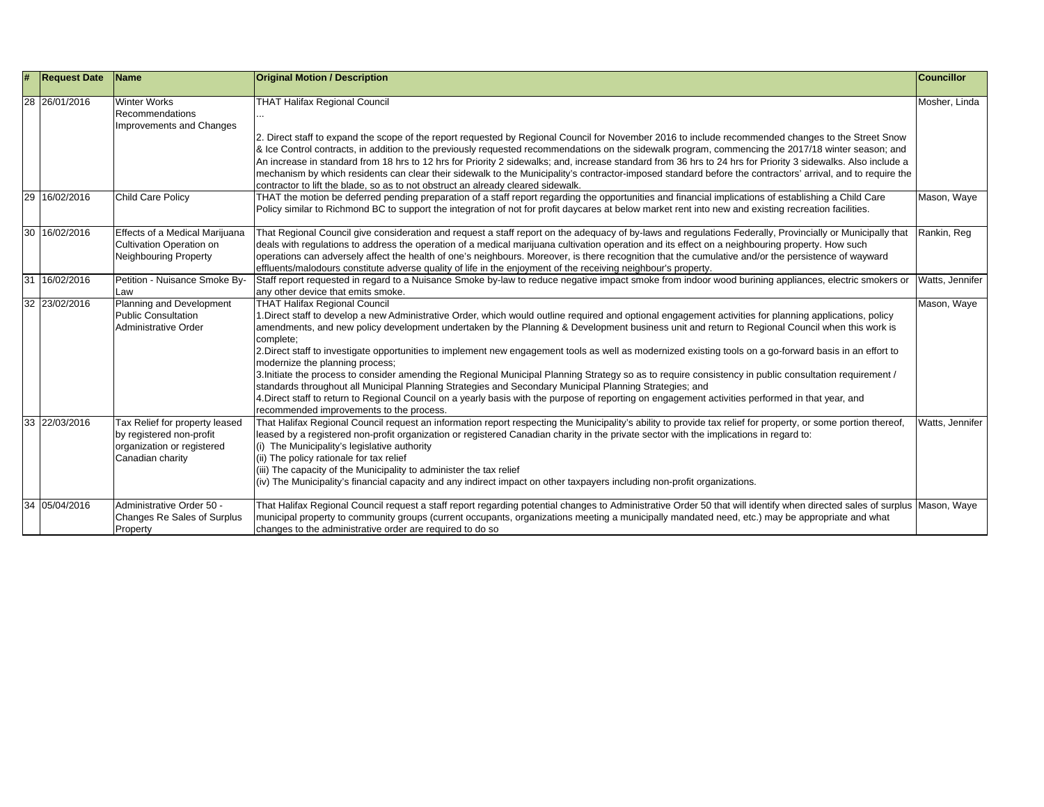| # | Request Date | Name | Original Motion / Description | Councillor |
|---|---|---|---|---|
| 28 | 26/01/2016 | Winter Works Recommendations Improvements and Changes | THAT Halifax Regional Council<br>...<br><br>2. Direct staff to expand the scope of the report requested by Regional Council for November 2016 to include recommended changes to the Street Snow & Ice Control contracts, in addition to the previously requested recommendations on the sidewalk program, commencing the 2017/18 winter season; and An increase in standard from 18 hrs to 12 hrs for Priority 2 sidewalks; and, increase standard from 36 hrs to 24 hrs for Priority 3 sidewalks. Also include a mechanism by which residents can clear their sidewalk to the Municipality's contractor-imposed standard before the contractors' arrival, and to require the contractor to lift the blade, so as to not obstruct an already cleared sidewalk. | Mosher, Linda |
| 29 | 16/02/2016 | Child Care Policy | THAT the motion be deferred pending preparation of a staff report regarding the opportunities and financial implications of establishing a Child Care Policy similar to Richmond BC to support the integration of not for profit daycares at below market rent into new and existing recreation facilities. | Mason, Waye |
| 30 | 16/02/2016 | Effects of a Medical Marijuana Cultivation Operation on Neighbouring Property | That Regional Council give consideration and request a staff report on the adequacy of by-laws and regulations Federally, Provincially or Municipally that deals with regulations to address the operation of a medical marijuana cultivation operation and its effect on a neighbouring property. How such operations can adversely affect the health of one's neighbours. Moreover, is there recognition that the cumulative and/or the persistence of wayward effluents/malodours constitute adverse quality of life in the enjoyment of the receiving neighbour's property. | Rankin, Reg |
| 31 | 16/02/2016 | Petition - Nuisance Smoke By-Law | Staff report requested in regard to a Nuisance Smoke by-law to reduce negative impact smoke from indoor wood burining appliances, electric smokers or any other device that emits smoke. | Watts, Jennifer |
| 32 | 23/02/2016 | Planning and Development Public Consultation Administrative Order | THAT Halifax Regional Council<br>1.Direct staff to develop a new Administrative Order, which would outline required and optional engagement activities for planning applications, policy amendments, and new policy development undertaken by the Planning & Development business unit and return to Regional Council when this work is complete;<br>2.Direct staff to investigate opportunities to implement new engagement tools as well as modernized existing tools on a go-forward basis in an effort to modernize the planning process;<br>3.Initiate the process to consider amending the Regional Municipal Planning Strategy so as to require consistency in public consultation requirement / standards throughout all Municipal Planning Strategies and Secondary Municipal Planning Strategies; and<br>4.Direct staff to return to Regional Council on a yearly basis with the purpose of reporting on engagement activities performed in that year, and recommended improvements to the process. | Mason, Waye |
| 33 | 22/03/2016 | Tax Relief for property leased by registered non-profit organization or registered Canadian charity | That Halifax Regional Council request an information report respecting the Municipality's ability to provide tax relief for property, or some portion thereof, leased by a registered non-profit organization or registered Canadian charity in the private sector with the implications in regard to:<br>(i) The Municipality's legislative authority<br>(ii) The policy rationale for tax relief<br>(iii) The capacity of the Municipality to administer the tax relief<br>(iv) The Municipality's financial capacity and any indirect impact on other taxpayers including non-profit organizations. | Watts, Jennifer |
| 34 | 05/04/2016 | Administrative Order 50 - Changes Re Sales of Surplus Property | That Halifax Regional Council request a staff report regarding potential changes to Administrative Order 50 that will identify when directed sales of surplus municipal property to community groups (current occupants, organizations meeting a municipally mandated need, etc.) may be appropriate and what changes to the administrative order are required to do so | Mason, Waye |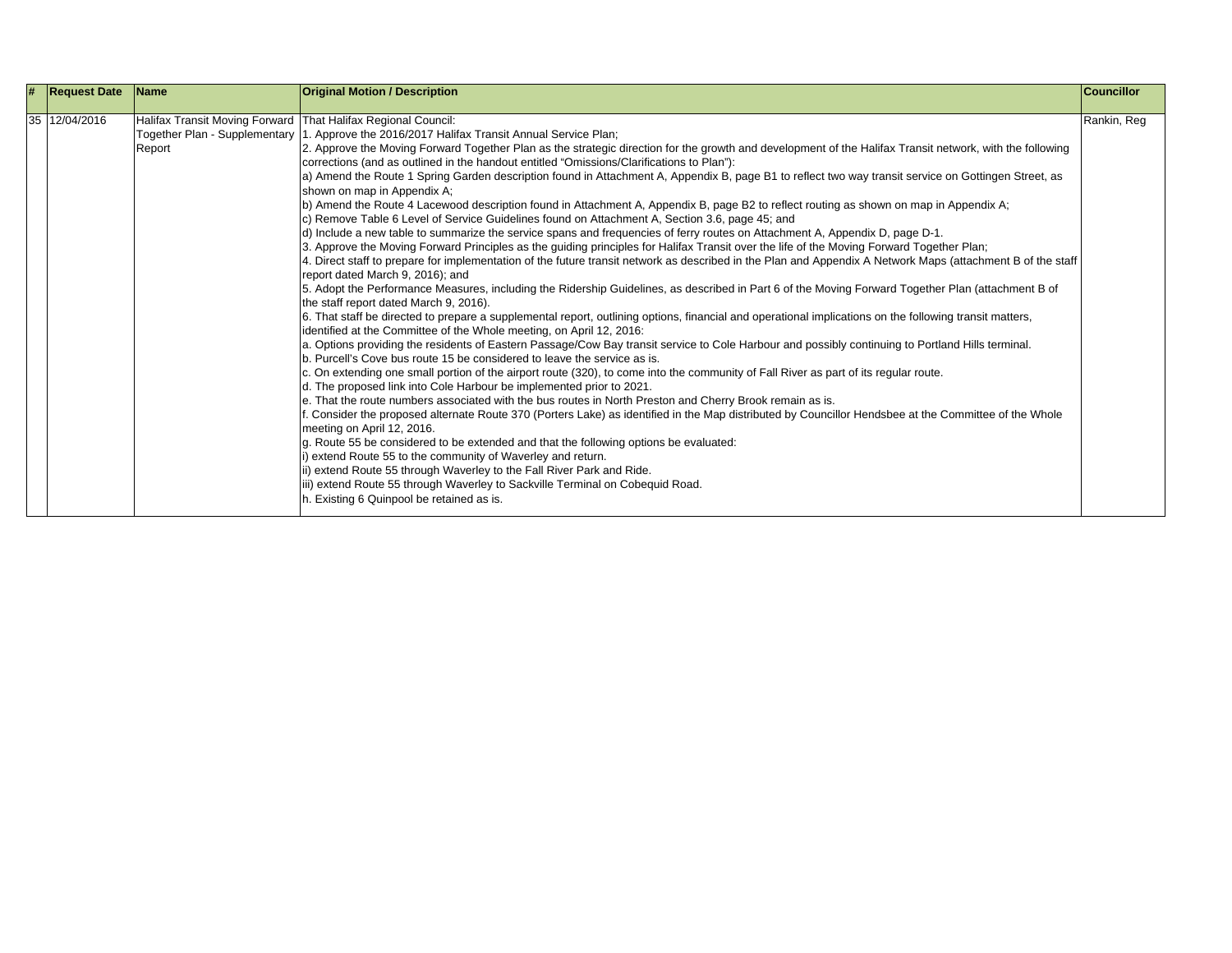| # | Request Date | Name | Original Motion / Description | Councillor |
|---|---|---|---|---|
| 35 | 12/04/2016 | Halifax Transit Moving Forward Together Plan - Supplementary Report | That Halifax Regional Council:<br>1. Approve the 2016/2017 Halifax Transit Annual Service Plan;<br>2. Approve the Moving Forward Together Plan as the strategic direction for the growth and development of the Halifax Transit network, with the following corrections (and as outlined in the handout entitled "Omissions/Clarifications to Plan"):<br>a) Amend the Route 1 Spring Garden description found in Attachment A, Appendix B, page B1 to reflect two way transit service on Gottingen Street, as shown on map in Appendix A;<br>b) Amend the Route 4 Lacewood description found in Attachment A, Appendix B, page B2 to reflect routing as shown on map in Appendix A;<br>c) Remove Table 6 Level of Service Guidelines found on Attachment A, Section 3.6, page 45; and<br>d) Include a new table to summarize the service spans and frequencies of ferry routes on Attachment A, Appendix D, page D-1.<br>3. Approve the Moving Forward Principles as the guiding principles for Halifax Transit over the life of the Moving Forward Together Plan;<br>4. Direct staff to prepare for implementation of the future transit network as described in the Plan and Appendix A Network Maps (attachment B of the staff report dated March 9, 2016); and<br>5. Adopt the Performance Measures, including the Ridership Guidelines, as described in Part 6 of the Moving Forward Together Plan (attachment B of the staff report dated March 9, 2016).<br>6. That staff be directed to prepare a supplemental report, outlining options, financial and operational implications on the following transit matters, identified at the Committee of the Whole meeting, on April 12, 2016:<br>a. Options providing the residents of Eastern Passage/Cow Bay transit service to Cole Harbour and possibly continuing to Portland Hills terminal.<br>b. Purcell's Cove bus route 15 be considered to leave the service as is.<br>c. On extending one small portion of the airport route (320), to come into the community of Fall River as part of its regular route.<br>d. The proposed link into Cole Harbour be implemented prior to 2021.<br>e. That the route numbers associated with the bus routes in North Preston and Cherry Brook remain as is.<br>f. Consider the proposed alternate Route 370 (Porters Lake) as identified in the Map distributed by Councillor Hendsbee at the Committee of the Whole meeting on April 12, 2016.<br>g. Route 55 be considered to be extended and that the following options be evaluated:<br>i) extend Route 55 to the community of Waverley and return.<br>ii) extend Route 55 through Waverley to the Fall River Park and Ride.<br>iii) extend Route 55 through Waverley to Sackville Terminal on Cobequid Road.<br>h. Existing 6 Quinpool be retained as is. | Rankin, Reg |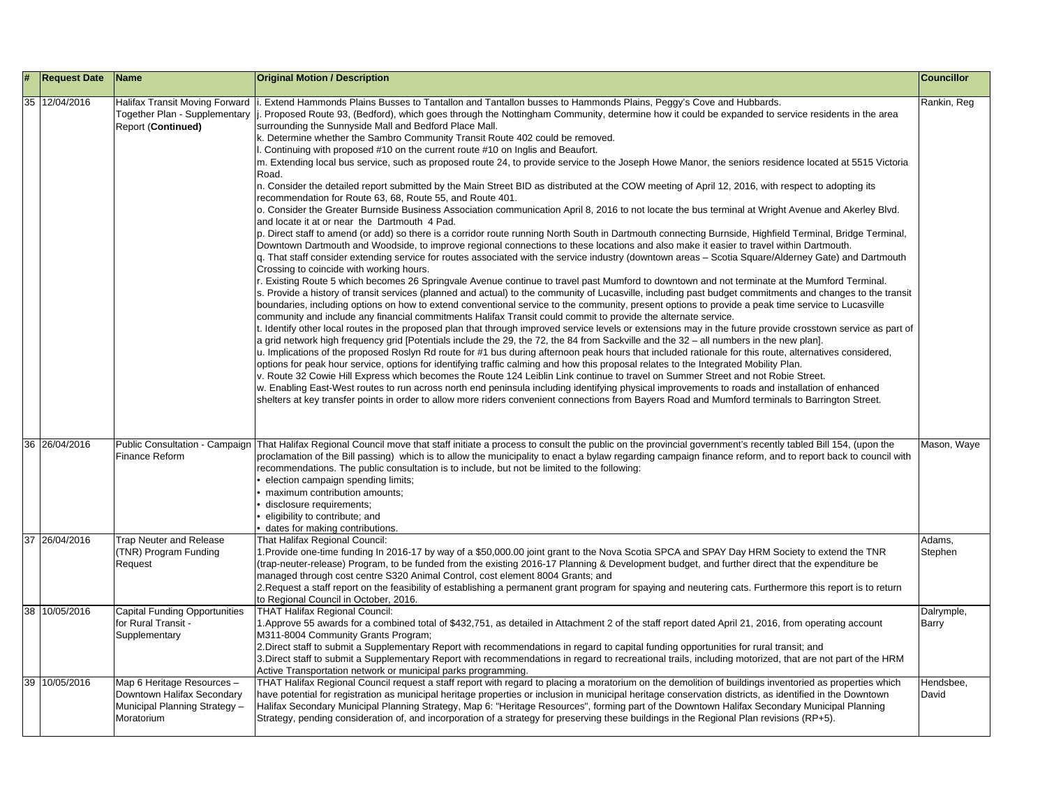| # | Request Date | Name | Original Motion / Description | Councillor |
|---|---|---|---|---|
| 35 | 12/04/2016 | Halifax Transit Moving Forward Together Plan - Supplementary Report (**Continued**) | i. Extend Hammonds Plains Busses to Tantallon and Tantallon busses to Hammonds Plains, Peggy's Cove and Hubbards.<br>j. Proposed Route 93, (Bedford), which goes through the Nottingham Community, determine how it could be expanded to service residents in the area surrounding the Sunnyside Mall and Bedford Place Mall.<br>k. Determine whether the Sambro Community Transit Route 402 could be removed.<br>l. Continuing with proposed #10 on the current route #10 on Inglis and Beaufort.<br>m. Extending local bus service, such as proposed route 24, to provide service to the Joseph Howe Manor, the seniors residence located at 5515 Victoria Road.<br>n. Consider the detailed report submitted by the Main Street BID as distributed at the COW meeting of April 12, 2016, with respect to adopting its recommendation for Route 63, 68, Route 55, and Route 401.<br>o. Consider the Greater Burnside Business Association communication April 8, 2016 to not locate the bus terminal at Wright Avenue and Akerley Blvd. and locate it at or near the Dartmouth 4 Pad.<br>p. Direct staff to amend (or add) so there is a corridor route running North South in Dartmouth connecting Burnside, Highfield Terminal, Bridge Terminal, Downtown Dartmouth and Woodside, to improve regional connections to these locations and also make it easier to travel within Dartmouth.<br>q. That staff consider extending service for routes associated with the service industry (downtown areas – Scotia Square/Alderney Gate) and Dartmouth Crossing to coincide with working hours.<br>r. Existing Route 5 which becomes 26 Springvale Avenue continue to travel past Mumford to downtown and not terminate at the Mumford Terminal.<br>s. Provide a history of transit services (planned and actual) to the community of Lucasville, including past budget commitments and changes to the transit boundaries, including options on how to extend conventional service to the community, present options to provide a peak time service to Lucasville community and include any financial commitments Halifax Transit could commit to provide the alternate service.<br>t. Identify other local routes in the proposed plan that through improved service levels or extensions may in the future provide crosstown service as part of a grid network high frequency grid [Potentials include the 29, the 72, the 84 from Sackville and the 32 – all numbers in the new plan].<br>u. Implications of the proposed Roslyn Rd route for #1 bus during afternoon peak hours that included rationale for this route, alternatives considered, options for peak hour service, options for identifying traffic calming and how this proposal relates to the Integrated Mobility Plan.<br>v. Route 32 Cowie Hill Express which becomes the Route 124 Leiblin Link continue to travel on Summer Street and not Robie Street.<br>w. Enabling East-West routes to run across north end peninsula including identifying physical improvements to roads and installation of enhanced shelters at key transfer points in order to allow more riders convenient connections from Bayers Road and Mumford terminals to Barrington Street. | Rankin, Reg |
| 36 | 26/04/2016 | Public Consultation - Campaign Finance Reform | That Halifax Regional Council move that staff initiate a process to consult the public on the provincial government's recently tabled Bill 154, (upon the proclamation of the Bill passing) which is to allow the municipality to enact a bylaw regarding campaign finance reform, and to report back to council with recommendations. The public consultation is to include, but not be limited to the following:<br>• election campaign spending limits;<br>• maximum contribution amounts;<br>• disclosure requirements;<br>• eligibility to contribute; and<br>• dates for making contributions. | Mason, Waye |
| 37 | 26/04/2016 | Trap Neuter and Release (TNR) Program Funding Request | That Halifax Regional Council:<br>1.Provide one-time funding In 2016-17 by way of a $50,000.00 joint grant to the Nova Scotia SPCA and SPAY Day HRM Society to extend the TNR (trap-neuter-release) Program, to be funded from the existing 2016-17 Planning & Development budget, and further direct that the expenditure be managed through cost centre S320 Animal Control, cost element 8004 Grants; and<br>2.Request a staff report on the feasibility of establishing a permanent grant program for spaying and neutering cats. Furthermore this report is to return to Regional Council in October, 2016. | Adams, Stephen |
| 38 | 10/05/2016 | Capital Funding Opportunities for Rural Transit - Supplementary | THAT Halifax Regional Council:<br>1.Approve 55 awards for a combined total of $432,751, as detailed in Attachment 2 of the staff report dated April 21, 2016, from operating account M311-8004 Community Grants Program;<br>2.Direct staff to submit a Supplementary Report with recommendations in regard to capital funding opportunities for rural transit; and<br>3.Direct staff to submit a Supplementary Report with recommendations in regard to recreational trails, including motorized, that are not part of the HRM Active Transportation network or municipal parks programming. | Dalrymple, Barry |
| 39 | 10/05/2016 | Map 6 Heritage Resources – Downtown Halifax Secondary Municipal Planning Strategy – Moratorium | THAT Halifax Regional Council request a staff report with regard to placing a moratorium on the demolition of buildings inventoried as properties which have potential for registration as municipal heritage properties or inclusion in municipal heritage conservation districts, as identified in the Downtown Halifax Secondary Municipal Planning Strategy, Map 6: "Heritage Resources", forming part of the Downtown Halifax Secondary Municipal Planning Strategy, pending consideration of, and incorporation of a strategy for preserving these buildings in the Regional Plan revisions (RP+5). | Hendsbee, David |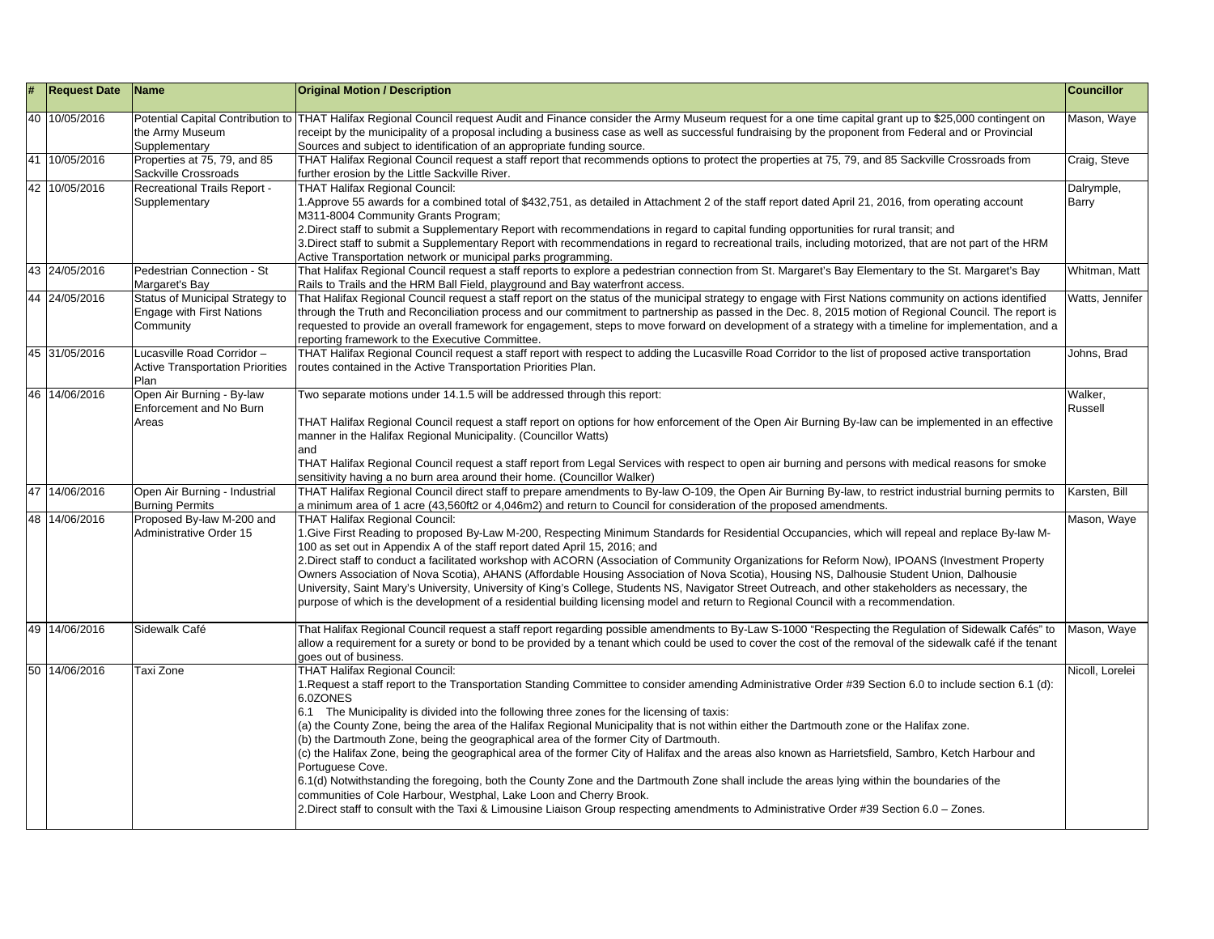| # | Request Date | Name | Original Motion / Description | Councillor |
|---|---|---|---|---|
| 40 | 10/05/2016 | Potential Capital Contribution to the Army Museum Supplementary | THAT Halifax Regional Council request Audit and Finance consider the Army Museum request for a one time capital grant up to $25,000 contingent on receipt by the municipality of a proposal including a business case as well as successful fundraising by the proponent from Federal and or Provincial Sources and subject to identification of an appropriate funding source. | Mason, Waye |
| 41 | 10/05/2016 | Properties at 75, 79, and 85 Sackville Crossroads | THAT Halifax Regional Council request a staff report that recommends options to protect the properties at 75, 79, and 85 Sackville Crossroads from further erosion by the Little Sackville River. | Craig, Steve |
| 42 | 10/05/2016 | Recreational Trails Report - Supplementary | THAT Halifax Regional Council:<br>1.Approve 55 awards for a combined total of $432,751, as detailed in Attachment 2 of the staff report dated April 21, 2016, from operating account M311-8004 Community Grants Program;<br>2.Direct staff to submit a Supplementary Report with recommendations in regard to capital funding opportunities for rural transit; and<br>3.Direct staff to submit a Supplementary Report with recommendations in regard to recreational trails, including motorized, that are not part of the HRM Active Transportation network or municipal parks programming. | Dalrymple, Barry |
| 43 | 24/05/2016 | Pedestrian Connection - St Margaret's Bay | That Halifax Regional Council request a staff reports to explore a pedestrian connection from St. Margaret's Bay Elementary to the St. Margaret's Bay Rails to Trails and the HRM Ball Field, playground and Bay waterfront access. | Whitman, Matt |
| 44 | 24/05/2016 | Status of Municipal Strategy to Engage with First Nations Community | That Halifax Regional Council request a staff report on the status of the municipal strategy to engage with First Nations community on actions identified through the Truth and Reconciliation process and our commitment to partnership as passed in the Dec. 8, 2015 motion of Regional Council. The report is requested to provide an overall framework for engagement, steps to move forward on development of a strategy with a timeline for implementation, and a reporting framework to the Executive Committee. | Watts, Jennifer |
| 45 | 31/05/2016 | Lucasville Road Corridor – Active Transportation Priorities Plan | THAT Halifax Regional Council request a staff report with respect to adding the Lucasville Road Corridor to the list of proposed active transportation routes contained in the Active Transportation Priorities Plan. | Johns, Brad |
| 46 | 14/06/2016 | Open Air Burning - By-law Enforcement and No Burn Areas | Two separate motions under 14.1.5 will be addressed through this report:<br><br>THAT Halifax Regional Council request a staff report on options for how enforcement of the Open Air Burning By-law can be implemented in an effective manner in the Halifax Regional Municipality. (Councillor Watts)<br>and<br>THAT Halifax Regional Council request a staff report from Legal Services with respect to open air burning and persons with medical reasons for smoke sensitivity having a no burn area around their home. (Councillor Walker) | Walker, Russell |
| 47 | 14/06/2016 | Open Air Burning - Industrial Burning Permits | THAT Halifax Regional Council direct staff to prepare amendments to By-law O-109, the Open Air Burning By-law, to restrict industrial burning permits to a minimum area of 1 acre (43,560ft2 or 4,046m2) and return to Council for consideration of the proposed amendments. | Karsten, Bill |
| 48 | 14/06/2016 | Proposed By-law M-200 and Administrative Order 15 | THAT Halifax Regional Council:<br>1.Give First Reading to proposed By-Law M-200, Respecting Minimum Standards for Residential Occupancies, which will repeal and replace By-law M-100 as set out in Appendix A of the staff report dated April 15, 2016; and<br>2.Direct staff to conduct a facilitated workshop with ACORN (Association of Community Organizations for Reform Now), IPOANS (Investment Property Owners Association of Nova Scotia), AHANS (Affordable Housing Association of Nova Scotia), Housing NS, Dalhousie Student Union, Dalhousie University, Saint Mary's University, University of King's College, Students NS, Navigator Street Outreach, and other stakeholders as necessary, the purpose of which is the development of a residential building licensing model and return to Regional Council with a recommendation. | Mason, Waye |
| 49 | 14/06/2016 | Sidewalk Café | That Halifax Regional Council request a staff report regarding possible amendments to By-Law S-1000 "Respecting the Regulation of Sidewalk Cafés" to allow a requirement for a surety or bond to be provided by a tenant which could be used to cover the cost of the removal of the sidewalk café if the tenant goes out of business. | Mason, Waye |
| 50 | 14/06/2016 | Taxi Zone | THAT Halifax Regional Council:<br>1.Request a staff report to the Transportation Standing Committee to consider amending Administrative Order #39 Section 6.0 to include section 6.1 (d):<br>6.0ZONES<br>6.1 The Municipality is divided into the following three zones for the licensing of taxis:<br>(a) the County Zone, being the area of the Halifax Regional Municipality that is not within either the Dartmouth zone or the Halifax zone.<br>(b) the Dartmouth Zone, being the geographical area of the former City of Dartmouth.<br>(c) the Halifax Zone, being the geographical area of the former City of Halifax and the areas also known as Harrietsfield, Sambro, Ketch Harbour and Portuguese Cove.<br>6.1(d) Notwithstanding the foregoing, both the County Zone and the Dartmouth Zone shall include the areas lying within the boundaries of the communities of Cole Harbour, Westphal, Lake Loon and Cherry Brook.<br>2.Direct staff to consult with the Taxi & Limousine Liaison Group respecting amendments to Administrative Order #39 Section 6.0 – Zones. | Nicoll, Lorelei |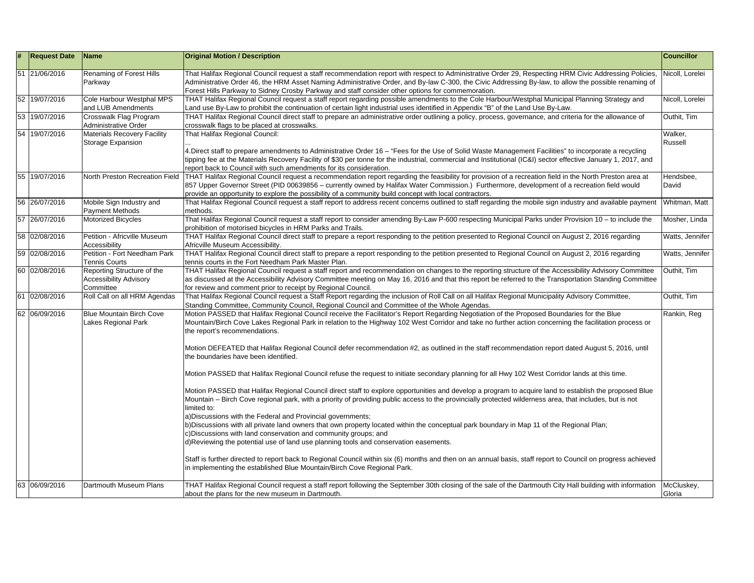| # | Request Date | Name | Original Motion / Description | Councillor |
|---|---|---|---|---|
| 51 | 21/06/2016 | Renaming of Forest Hills Parkway | That Halifax Regional Council request a staff recommendation report with respect to Administrative Order 29, Respecting HRM Civic Addressing Policies, Administrative Order 46, the HRM Asset Naming Administrative Order, and By-law C-300, the Civic Addressing By-law, to allow the possible renaming of Forest Hills Parkway to Sidney Crosby Parkway and staff consider other options for commemoration. | Nicoll, Lorelei |
| 52 | 19/07/2016 | Cole Harbour Westphal MPS and LUB Amendments | THAT Halifax Regional Council request a staff report regarding possible amendments to the Cole Harbour/Westphal Municipal Planning Strategy and Land use By-Law to prohibit the continuation of certain light industrial uses identified in Appendix "B" of the Land Use By-Law. | Nicoll, Lorelei |
| 53 | 19/07/2016 | Crosswalk Flag Program Administrative Order | THAT Halifax Regional Council direct staff to prepare an administrative order outlining a policy, process, governance, and criteria for the allowance of crosswalk flags to be placed at crosswalks. | Outhit, Tim |
| 54 | 19/07/2016 | Materials Recovery Facility Storage Expansion | That Halifax Regional Council:<br>...<br>4.Direct staff to prepare amendments to Administrative Order 16 – "Fees for the Use of Solid Waste Management Facilities" to incorporate a recycling tipping fee at the Materials Recovery Facility of $30 per tonne for the industrial, commercial and Institutional (IC&I) sector effective January 1, 2017, and report back to Council with such amendments for its consideration. | Walker, Russell |
| 55 | 19/07/2016 | North Preston Recreation Field | THAT Halifax Regional Council request a recommendation report regarding the feasibility for provision of a recreation field in the North Preston area at 857 Upper Governor Street (PID 00639856 – currently owned by Halifax Water Commission.) Furthermore, development of a recreation field would provide an opportunity to explore the possibility of a community build concept with local contractors. | Hendsbee, David |
| 56 | 26/07/2016 | Mobile Sign Industry and Payment Methods | That Halifax Regional Council request a staff report to address recent concerns outlined to staff regarding the mobile sign industry and available payment methods. | Whitman, Matt |
| 57 | 26/07/2016 | Motorized Bicycles | That Halifax Regional Council request a staff report to consider amending By-Law P-600 respecting Municipal Parks under Provision 10 – to include the prohibition of motorised bicycles in HRM Parks and Trails. | Mosher, Linda |
| 58 | 02/08/2016 | Petition - Africville Museum Accessibility | THAT Halifax Regional Council direct staff to prepare a report responding to the petition presented to Regional Council on August 2, 2016 regarding Africville Museum Accessibility. | Watts, Jennifer |
| 59 | 02/08/2016 | Petition - Fort Needham Park Tennis Courts | THAT Halifax Regional Council direct staff to prepare a report responding to the petition presented to Regional Council on August 2, 2016 regarding tennis courts in the Fort Needham Park Master Plan. | Watts, Jennifer |
| 60 | 02/08/2016 | Reporting Structure of the Accessibility Advisory Committee | THAT Halifax Regional Council request a staff report and recommendation on changes to the reporting structure of the Accessibility Advisory Committee as discussed at the Accessibility Advisory Committee meeting on May 16, 2016 and that this report be referred to the Transportation Standing Committee for review and comment prior to receipt by Regional Council. | Outhit, Tim |
| 61 | 02/08/2016 | Roll Call on all HRM Agendas | That Halifax Regional Council request a Staff Report regarding the inclusion of Roll Call on all Halifax Regional Municipality Advisory Committee, Standing Committee, Community Council, Regional Council and Committee of the Whole Agendas. | Outhit, Tim |
| 62 | 06/09/2016 | Blue Mountain Birch Cove Lakes Regional Park | Motion PASSED that Halifax Regional Council receive the Facilitator's Report Regarding Negotiation of the Proposed Boundaries for the Blue Mountain/Birch Cove Lakes Regional Park in relation to the Highway 102 West Corridor and take no further action concerning the facilitation process or the report's recommendations.<br><br>Motion DEFEATED that Halifax Regional Council defer recommendation #2, as outlined in the staff recommendation report dated August 5, 2016, until the boundaries have been identified.<br><br>Motion PASSED that Halifax Regional Council refuse the request to initiate secondary planning for all Hwy 102 West Corridor lands at this time.<br><br>Motion PASSED that Halifax Regional Council direct staff to explore opportunities and develop a program to acquire land to establish the proposed Blue Mountain – Birch Cove regional park, with a priority of providing public access to the provincially protected wilderness area, that includes, but is not limited to:<br>a)Discussions with the Federal and Provincial governments;<br>b)Discussions with all private land owners that own property located within the conceptual park boundary in Map 11 of the Regional Plan;<br>c)Discussions with land conservation and community groups; and<br>d)Reviewing the potential use of land use planning tools and conservation easements.<br><br>Staff is further directed to report back to Regional Council within six (6) months and then on an annual basis, staff report to Council on progress achieved in implementing the established Blue Mountain/Birch Cove Regional Park. | Rankin, Reg |
| 63 | 06/09/2016 | Dartmouth Museum Plans | THAT Halifax Regional Council request a staff report following the September 30th closing of the sale of the Dartmouth City Hall building with information about the plans for the new museum in Dartmouth. | McCluskey, Gloria |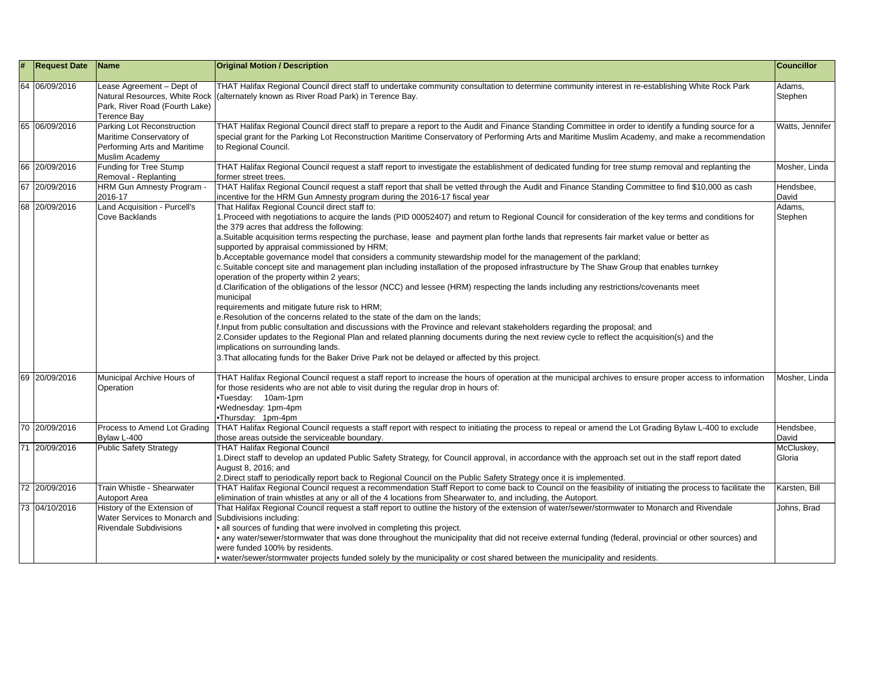| # | Request Date | Name | Original Motion / Description | Councillor |
| --- | --- | --- | --- | --- |
| 64 | 06/09/2016 | Lease Agreement – Dept of Natural Resources, White Rock Park, River Road (Fourth Lake) Terence Bay | THAT Halifax Regional Council direct staff to undertake community consultation to determine community interest in re-establishing White Rock Park (alternately known as River Road Park) in Terence Bay. | Adams, Stephen |
| 65 | 06/09/2016 | Parking Lot Reconstruction Maritime Conservatory of Performing Arts and Maritime Muslim Academy | THAT Halifax Regional Council direct staff to prepare a report to the Audit and Finance Standing Committee in order to identify a funding source for a special grant for the Parking Lot Reconstruction Maritime Conservatory of Performing Arts and Maritime Muslim Academy, and make a recommendation to Regional Council. | Watts, Jennifer |
| 66 | 20/09/2016 | Funding for Tree Stump Removal - Replanting | THAT Halifax Regional Council request a staff report to investigate the establishment of dedicated funding for tree stump removal and replanting the former street trees. | Mosher, Linda |
| 67 | 20/09/2016 | HRM Gun Amnesty Program - 2016-17 | THAT Halifax Regional Council request a staff report that shall be vetted through the Audit and Finance Standing Committee to find $10,000 as cash incentive for the HRM Gun Amnesty program during the 2016-17 fiscal year | Hendsbee, David |
| 68 | 20/09/2016 | Land Acquisition - Purcell's Cove Backlands | That Halifax Regional Council direct staff to:<br>1.Proceed with negotiations to acquire the lands (PID 00052407) and return to Regional Council for consideration of the key terms and conditions for the 379 acres that address the following:<br>a.Suitable acquisition terms respecting the purchase, lease and payment plan forthe lands that represents fair market value or better as supported by appraisal commissioned by HRM;<br>b.Acceptable governance model that considers a community stewardship model for the management of the parkland;<br>c.Suitable concept site and management plan including installation of the proposed infrastructure by The Shaw Group that enables turnkey operation of the property within 2 years;<br>d.Clarification of the obligations of the lessor (NCC) and lessee (HRM) respecting the lands including any restrictions/covenants meet municipal<br>requirements and mitigate future risk to HRM;<br>e.Resolution of the concerns related to the state of the dam on the lands;<br>f.Input from public consultation and discussions with the Province and relevant stakeholders regarding the proposal; and<br>2.Consider updates to the Regional Plan and related planning documents during the next review cycle to reflect the acquisition(s) and the implications on surrounding lands.<br>3.That allocating funds for the Baker Drive Park not be delayed or affected by this project. | Adams, Stephen |
| 69 | 20/09/2016 | Municipal Archive Hours of Operation | THAT Halifax Regional Council request a staff report to increase the hours of operation at the municipal archives to ensure proper access to information for those residents who are not able to visit during the regular drop in hours of:<br>•Tuesday: 10am-1pm<br>•Wednesday: 1pm-4pm<br>•Thursday: 1pm-4pm | Mosher, Linda |
| 70 | 20/09/2016 | Process to Amend Lot Grading Bylaw L-400 | THAT Halifax Regional Council requests a staff report with respect to initiating the process to repeal or amend the Lot Grading Bylaw L-400 to exclude those areas outside the serviceable boundary. | Hendsbee, David |
| 71 | 20/09/2016 | Public Safety Strategy | THAT Halifax Regional Council<br>1.Direct staff to develop an updated Public Safety Strategy, for Council approval, in accordance with the approach set out in the staff report dated August 8, 2016; and<br>2.Direct staff to periodically report back to Regional Council on the Public Safety Strategy once it is implemented. | McCluskey, Gloria |
| 72 | 20/09/2016 | Train Whistle - Shearwater Autoport Area | THAT Halifax Regional Council request a recommendation Staff Report to come back to Council on the feasibility of initiating the process to facilitate the elimination of train whistles at any or all of the 4 locations from Shearwater to, and including, the Autoport. | Karsten, Bill |
| 73 | 04/10/2016 | History of the Extension of Water Services to Monarch and Rivendale Subdivisions | That Halifax Regional Council request a staff report to outline the history of the extension of water/sewer/stormwater to Monarch and Rivendale Subdivisions including:<br>• all sources of funding that were involved in completing this project.<br>• any water/sewer/stormwater that was done throughout the municipality that did not receive external funding (federal, provincial or other sources) and were funded 100% by residents.<br>• water/sewer/stormwater projects funded solely by the municipality or cost shared between the municipality and residents. | Johns, Brad |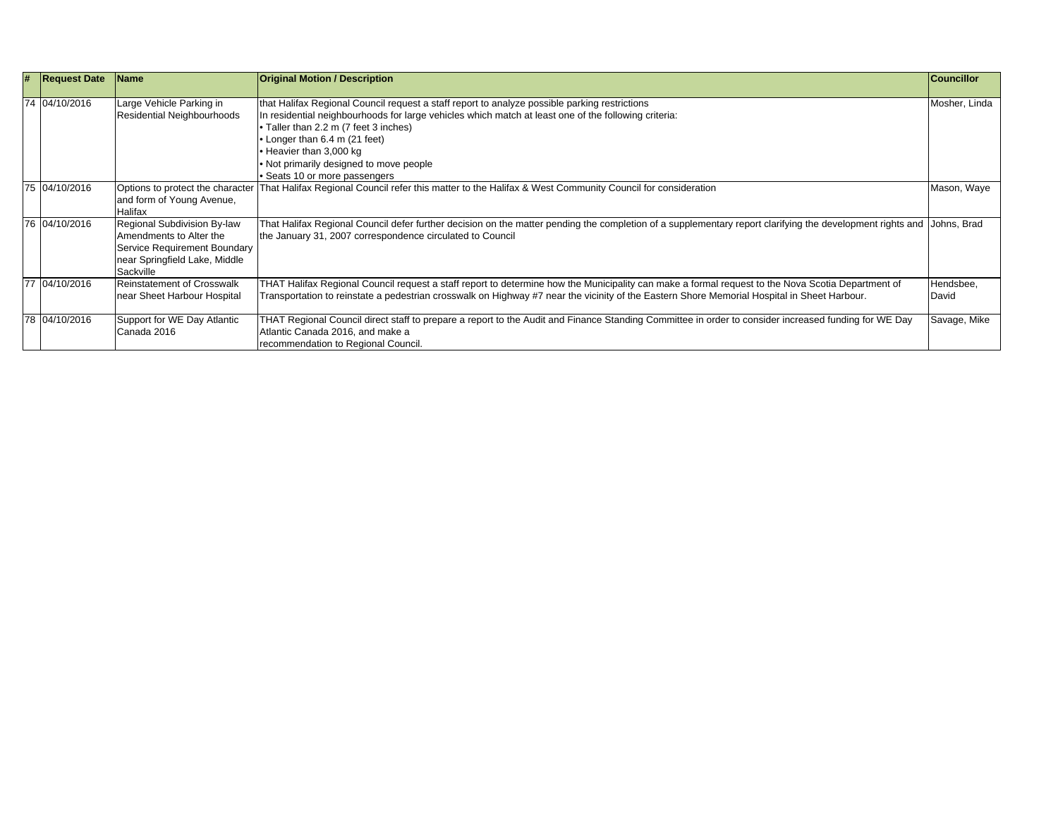| # | Request Date | Name | Original Motion / Description | Councillor |
| --- | --- | --- | --- | --- |
| 74 | 04/10/2016 | Large Vehicle Parking in Residential Neighbourhoods | that Halifax Regional Council request a staff report to analyze possible parking restrictions<br>In residential neighbourhoods for large vehicles which match at least one of the following criteria:<br>• Taller than 2.2 m (7 feet 3 inches)<br>• Longer than 6.4 m (21 feet)<br>• Heavier than 3,000 kg<br>• Not primarily designed to move people<br>• Seats 10 or more passengers | Mosher, Linda |
| 75 | 04/10/2016 | Options to protect the character and form of Young Avenue, Halifax | That Halifax Regional Council refer this matter to the Halifax & West Community Council for consideration | Mason, Waye |
| 76 | 04/10/2016 | Regional Subdivision By-law Amendments to Alter the Service Requirement Boundary near Springfield Lake, Middle Sackville | That Halifax Regional Council defer further decision on the matter pending the completion of a supplementary report clarifying the development rights and the January 31, 2007 correspondence circulated to Council | Johns, Brad |
| 77 | 04/10/2016 | Reinstatement of Crosswalk near Sheet Harbour Hospital | THAT Halifax Regional Council request a staff report to determine how the Municipality can make a formal request to the Nova Scotia Department of Transportation to reinstate a pedestrian crosswalk on Highway #7 near the vicinity of the Eastern Shore Memorial Hospital in Sheet Harbour. | Hendsbee, David |
| 78 | 04/10/2016 | Support for WE Day Atlantic Canada 2016 | THAT Regional Council direct staff to prepare a report to the Audit and Finance Standing Committee in order to consider increased funding for WE Day Atlantic Canada 2016, and make a<br>recommendation to Regional Council. | Savage, Mike |